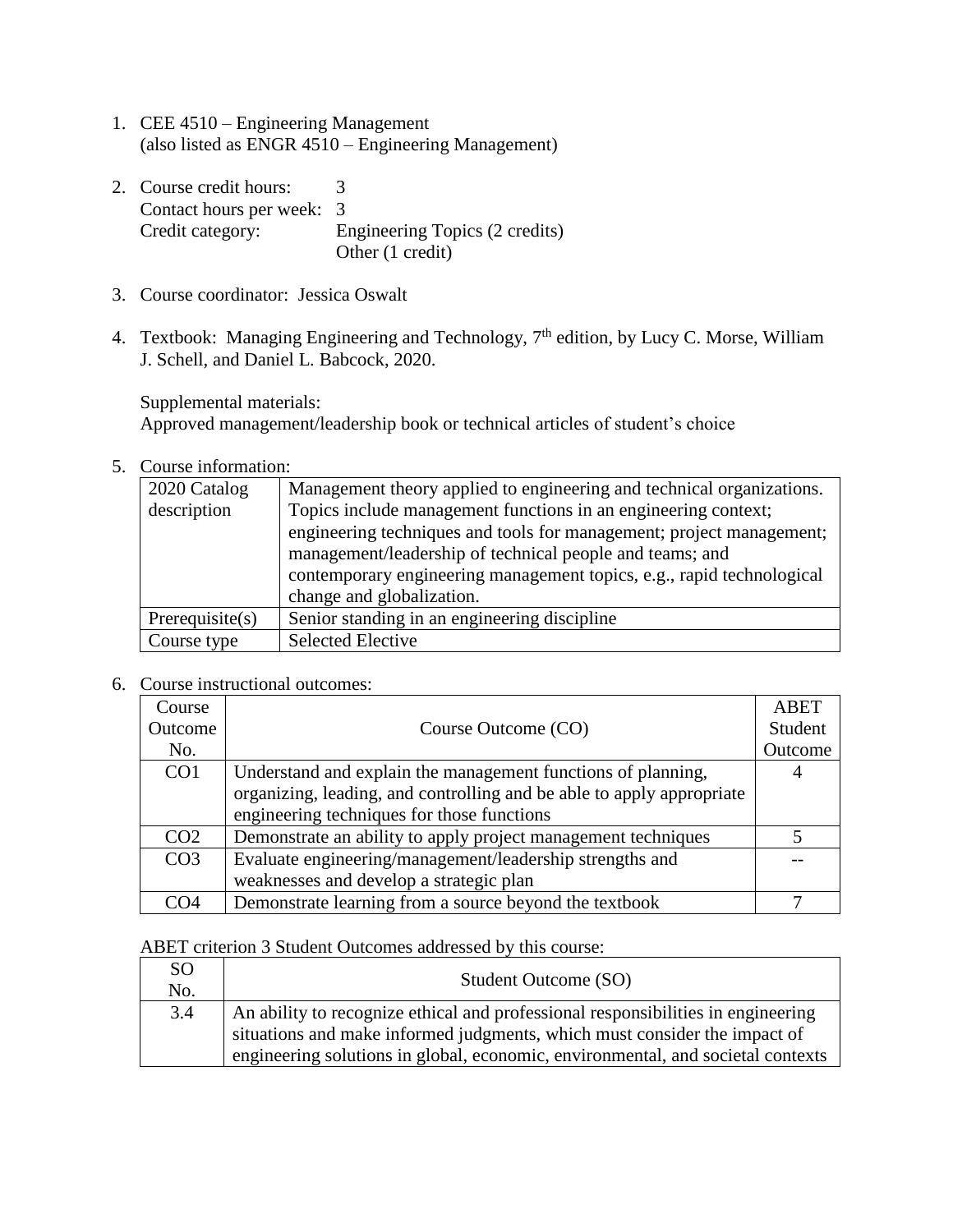1. CEE 4510 – Engineering Management
   (also listed as ENGR 4510 – Engineering Management)

2. Course credit hours: 3
   Contact hours per week: 3
   Credit category: Engineering Topics (2 credits)
   Other (1 credit)

3. Course coordinator: Jessica Oswalt

4. Textbook: Managing Engineering and Technology, 7th edition, by Lucy C. Morse, William J. Schell, and Daniel L. Babcock, 2020.

   Supplemental materials:
   Approved management/leadership book or technical articles of student's choice

5. Course information:

| 2020 Catalog description | Management theory applied to engineering and technical organizations. Topics include management functions in an engineering context; engineering techniques and tools for management; project management; management/leadership of technical people and teams; and contemporary engineering management topics, e.g., rapid technological change and globalization. |
|---|---|
| Prerequisite(s) | Senior standing in an engineering discipline |
| Course type | Selected Elective |

6. Course instructional outcomes:

| Course Outcome No. | Course Outcome (CO) | ABET Student Outcome |
|---|---|---|
| CO1 | Understand and explain the management functions of planning, organizing, leading, and controlling and be able to apply appropriate engineering techniques for those functions | 4 |
| CO2 | Demonstrate an ability to apply project management techniques | 5 |
| CO3 | Evaluate engineering/management/leadership strengths and weaknesses and develop a strategic plan | -- |
| CO4 | Demonstrate learning from a source beyond the textbook | 7 |

ABET criterion 3 Student Outcomes addressed by this course:

| SO No. | Student Outcome (SO) |
|---|---|
| 3.4 | An ability to recognize ethical and professional responsibilities in engineering situations and make informed judgments, which must consider the impact of engineering solutions in global, economic, environmental, and societal contexts |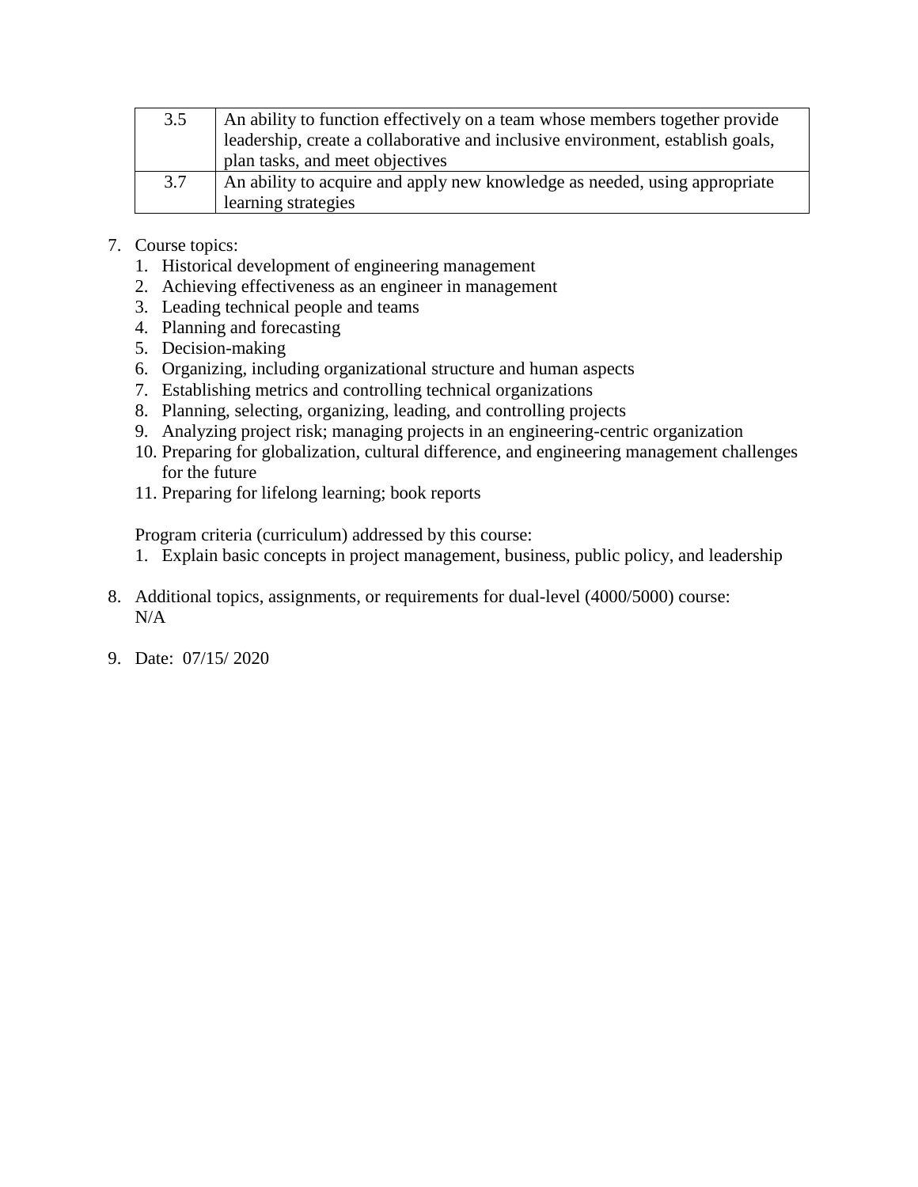| | |
|---|---|
| 3.5 | An ability to function effectively on a team whose members together provide leadership, create a collaborative and inclusive environment, establish goals, plan tasks, and meet objectives |
| 3.7 | An ability to acquire and apply new knowledge as needed, using appropriate learning strategies |

7. Course topics:
   1. Historical development of engineering management
   2. Achieving effectiveness as an engineer in management
   3. Leading technical people and teams
   4. Planning and forecasting
   5. Decision-making
   6. Organizing, including organizational structure and human aspects
   7. Establishing metrics and controlling technical organizations
   8. Planning, selecting, organizing, leading, and controlling projects
   9. Analyzing project risk; managing projects in an engineering-centric organization
   10. Preparing for globalization, cultural difference, and engineering management challenges for the future
   11. Preparing for lifelong learning; book reports

   Program criteria (curriculum) addressed by this course:
   1. Explain basic concepts in project management, business, public policy, and leadership

8. Additional topics, assignments, or requirements for dual-level (4000/5000) course:
   N/A

9. Date: 07/15/ 2020